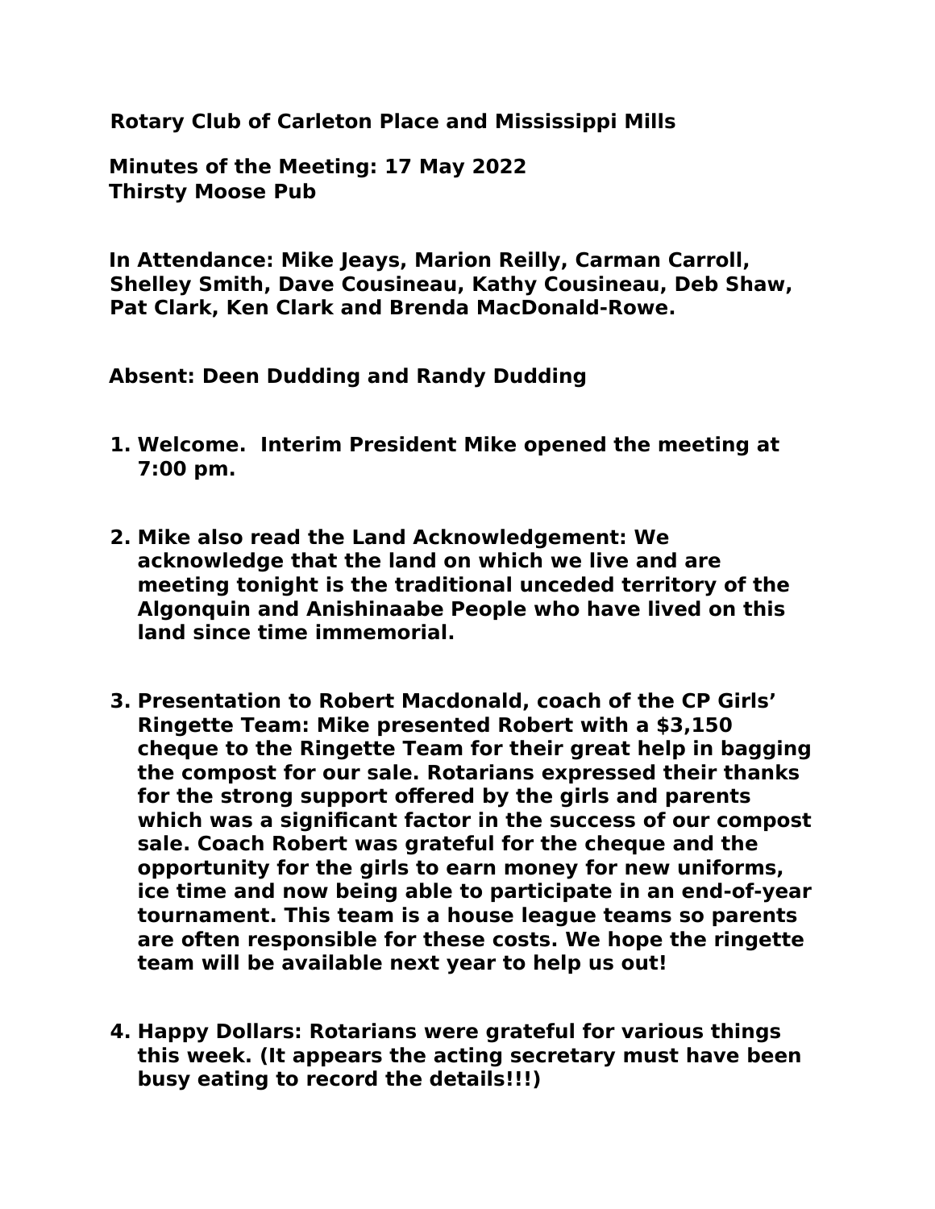**Rotary Club of Carleton Place and Mississippi Mills**

**Minutes of the Meeting: 17 May 2022**
**Thirsty Moose Pub**

**In Attendance: Mike Jeays, Marion Reilly, Carman Carroll, Shelley Smith, Dave Cousineau, Kathy Cousineau, Deb Shaw, Pat Clark, Ken Clark and Brenda MacDonald-Rowe.**

**Absent: Deen Dudding and Randy Dudding**

1. **Welcome. Interim President Mike opened the meeting at 7:00 pm.**

2. **Mike also read the Land Acknowledgement: We acknowledge that the land on which we live and are meeting tonight is the traditional unceded territory of the Algonquin and Anishinaabe People who have lived on this land since time immemorial.**

3. **Presentation to Robert Macdonald, coach of the CP Girls' Ringette Team: Mike presented Robert with a $3,150 cheque to the Ringette Team for their great help in bagging the compost for our sale. Rotarians expressed their thanks for the strong support offered by the girls and parents which was a significant factor in the success of our compost sale. Coach Robert was grateful for the cheque and the opportunity for the girls to earn money for new uniforms, ice time and now being able to participate in an end-of-year tournament. This team is a house league teams so parents are often responsible for these costs. We hope the ringette team will be available next year to help us out!**

4. **Happy Dollars: Rotarians were grateful for various things this week. (It appears the acting secretary must have been busy eating to record the details!!!)**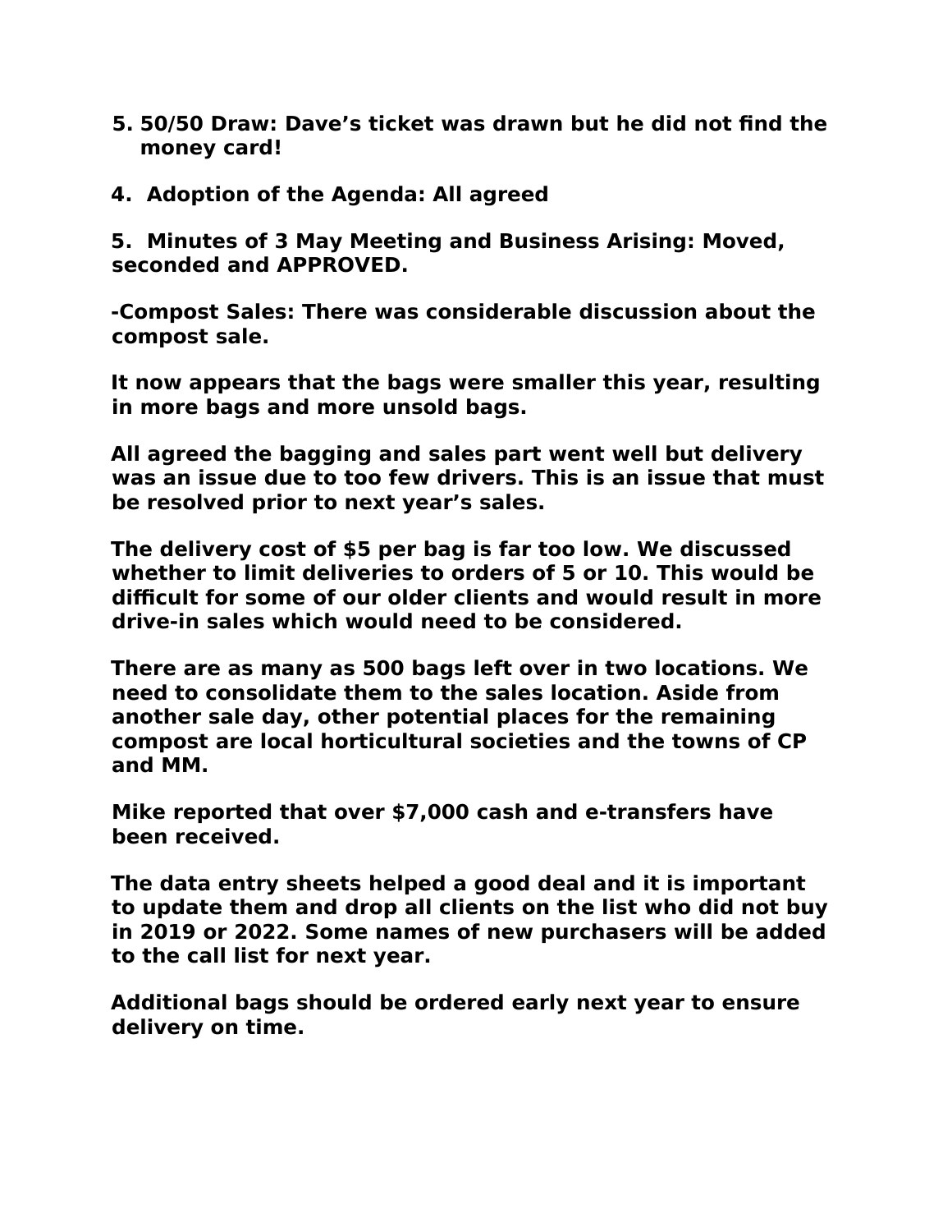**5. 50/50 Draw: Dave's ticket was drawn but he did not find the money card!**

**4. Adoption of the Agenda: All agreed**

**5. Minutes of 3 May Meeting and Business Arising: Moved, seconded and APPROVED.**

**-Compost Sales: There was considerable discussion about the compost sale.**

**It now appears that the bags were smaller this year, resulting in more bags and more unsold bags.**

**All agreed the bagging and sales part went well but delivery was an issue due to too few drivers. This is an issue that must be resolved prior to next year's sales.**

**The delivery cost of $5 per bag is far too low. We discussed whether to limit deliveries to orders of 5 or 10. This would be difficult for some of our older clients and would result in more drive-in sales which would need to be considered.**

**There are as many as 500 bags left over in two locations. We need to consolidate them to the sales location. Aside from another sale day, other potential places for the remaining compost are local horticultural societies and the towns of CP and MM.**

**Mike reported that over $7,000 cash and e-transfers have been received.**

**The data entry sheets helped a good deal and it is important to update them and drop all clients on the list who did not buy in 2019 or 2022. Some names of new purchasers will be added to the call list for next year.**

**Additional bags should be ordered early next year to ensure delivery on time.**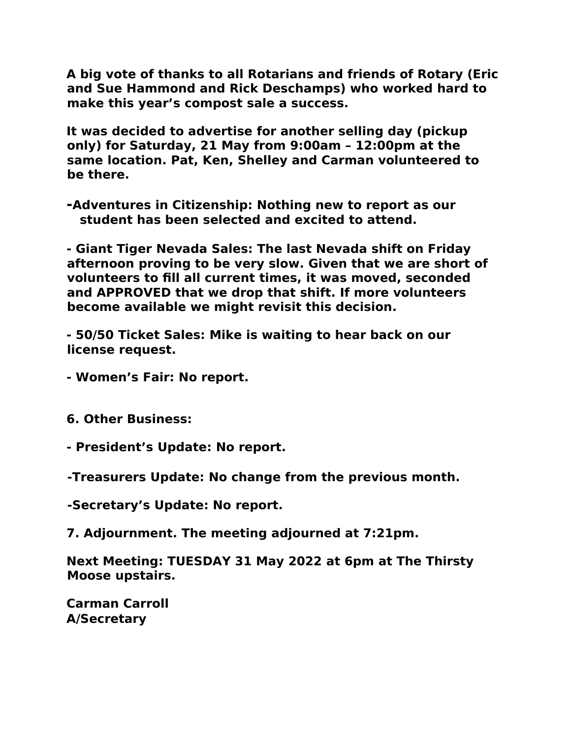**A big vote of thanks to all Rotarians and friends of Rotary (Eric and Sue Hammond and Rick Deschamps) who worked hard to make this year's compost sale a success.**

**It was decided to advertise for another selling day (pickup only) for Saturday, 21 May from 9:00am – 12:00pm at the same location. Pat, Ken, Shelley and Carman volunteered to be there.**

**-Adventures in Citizenship: Nothing new to report as our student has been selected and excited to attend.**

**- Giant Tiger Nevada Sales: The last Nevada shift on Friday afternoon proving to be very slow. Given that we are short of volunteers to fill all current times, it was moved, seconded and APPROVED that we drop that shift. If more volunteers become available we might revisit this decision.**

**- 50/50 Ticket Sales: Mike is waiting to hear back on our license request.**

**- Women's Fair: No report.**

**6. Other Business:**

**- President's Update: No report.**

**-Treasurers Update: No change from the previous month.**

**-Secretary's Update: No report.**

**7. Adjournment. The meeting adjourned at 7:21pm.**

**Next Meeting: TUESDAY 31 May 2022 at 6pm at The Thirsty Moose upstairs.**

**Carman Carroll**
**A/Secretary**